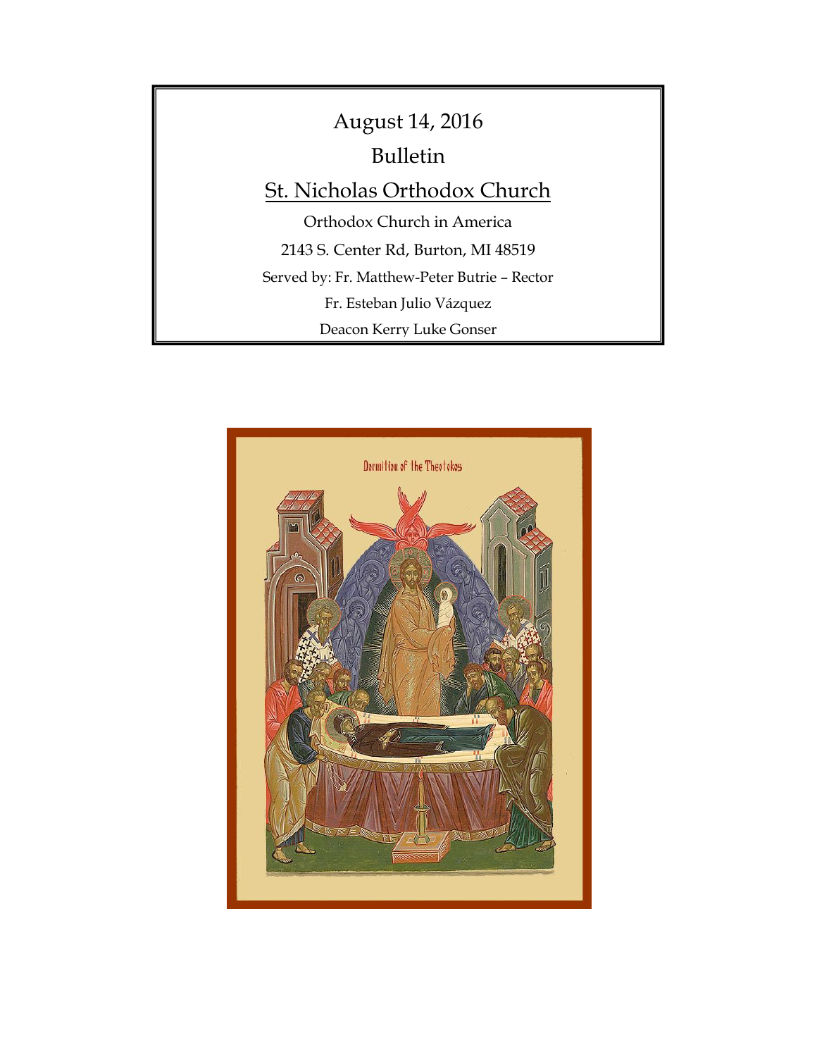August 14, 2016

Bulletin

# St. Nicholas Orthodox Church

Orthodox Church in America

2143 S. Center Rd, Burton, MI 48519

Served by: Fr. Matthew-Peter Butrie – Rector

Fr. Esteban Julio Vázquez

Deacon Kerry Luke Gonser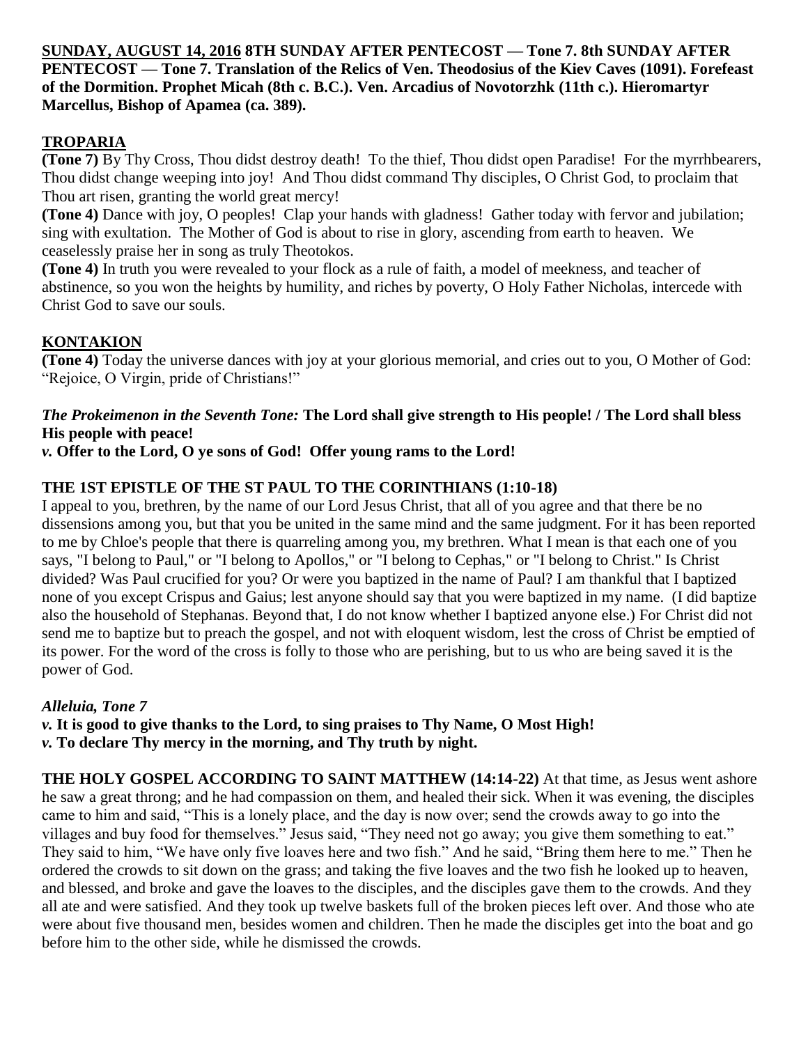**SUNDAY, AUGUST 14, 2016 8TH SUNDAY AFTER PENTECOST — Tone 7. 8th SUNDAY AFTER PENTECOST — Tone 7. Translation of the Relics of Ven. Theodosius of the Kiev Caves (1091). Forefeast of the Dormition. Prophet Micah (8th c. B.C.). Ven. Arcadius of Novotorzhk (11th c.). Hieromartyr Marcellus, Bishop of Apamea (ca. 389).**

## TROPARIA

**(Tone 7)** By Thy Cross, Thou didst destroy death! To the thief, Thou didst open Paradise! For the myrrhbearers, Thou didst change weeping into joy! And Thou didst command Thy disciples, O Christ God, to proclaim that Thou art risen, granting the world great mercy!

**(Tone 4)** Dance with joy, O peoples! Clap your hands with gladness! Gather today with fervor and jubilation; sing with exultation. The Mother of God is about to rise in glory, ascending from earth to heaven. We ceaselessly praise her in song as truly Theotokos.

**(Tone 4)** In truth you were revealed to your flock as a rule of faith, a model of meekness, and teacher of abstinence, so you won the heights by humility, and riches by poverty, O Holy Father Nicholas, intercede with Christ God to save our souls.

## KONTAKION

**(Tone 4)** Today the universe dances with joy at your glorious memorial, and cries out to you, O Mother of God: "Rejoice, O Virgin, pride of Christians!"

***The Prokeimenon in the Seventh Tone:*** **The Lord shall give strength to His people! / The Lord shall bless His people with peace!**

***v.*** **Offer to the Lord, O ye sons of God! Offer young rams to the Lord!**

## THE 1ST EPISTLE OF THE ST PAUL TO THE CORINTHIANS (1:10-18)

I appeal to you, brethren, by the name of our Lord Jesus Christ, that all of you agree and that there be no dissensions among you, but that you be united in the same mind and the same judgment. For it has been reported to me by Chloe's people that there is quarreling among you, my brethren. What I mean is that each one of you says, "I belong to Paul," or "I belong to Apollos," or "I belong to Cephas," or "I belong to Christ." Is Christ divided? Was Paul crucified for you? Or were you baptized in the name of Paul? I am thankful that I baptized none of you except Crispus and Gaius; lest anyone should say that you were baptized in my name. (I did baptize also the household of Stephanas. Beyond that, I do not know whether I baptized anyone else.) For Christ did not send me to baptize but to preach the gospel, and not with eloquent wisdom, lest the cross of Christ be emptied of its power. For the word of the cross is folly to those who are perishing, but to us who are being saved it is the power of God.

***Alleluia, Tone 7***

***v.*** **It is good to give thanks to the Lord, to sing praises to Thy Name, O Most High!**

***v.*** **To declare Thy mercy in the morning, and Thy truth by night.**

**THE HOLY GOSPEL ACCORDING TO SAINT MATTHEW (14:14-22)** At that time, as Jesus went ashore he saw a great throng; and he had compassion on them, and healed their sick. When it was evening, the disciples came to him and said, "This is a lonely place, and the day is now over; send the crowds away to go into the villages and buy food for themselves." Jesus said, "They need not go away; you give them something to eat." They said to him, "We have only five loaves here and two fish." And he said, "Bring them here to me." Then he ordered the crowds to sit down on the grass; and taking the five loaves and the two fish he looked up to heaven, and blessed, and broke and gave the loaves to the disciples, and the disciples gave them to the crowds. And they all ate and were satisfied. And they took up twelve baskets full of the broken pieces left over. And those who ate were about five thousand men, besides women and children. Then he made the disciples get into the boat and go before him to the other side, while he dismissed the crowds.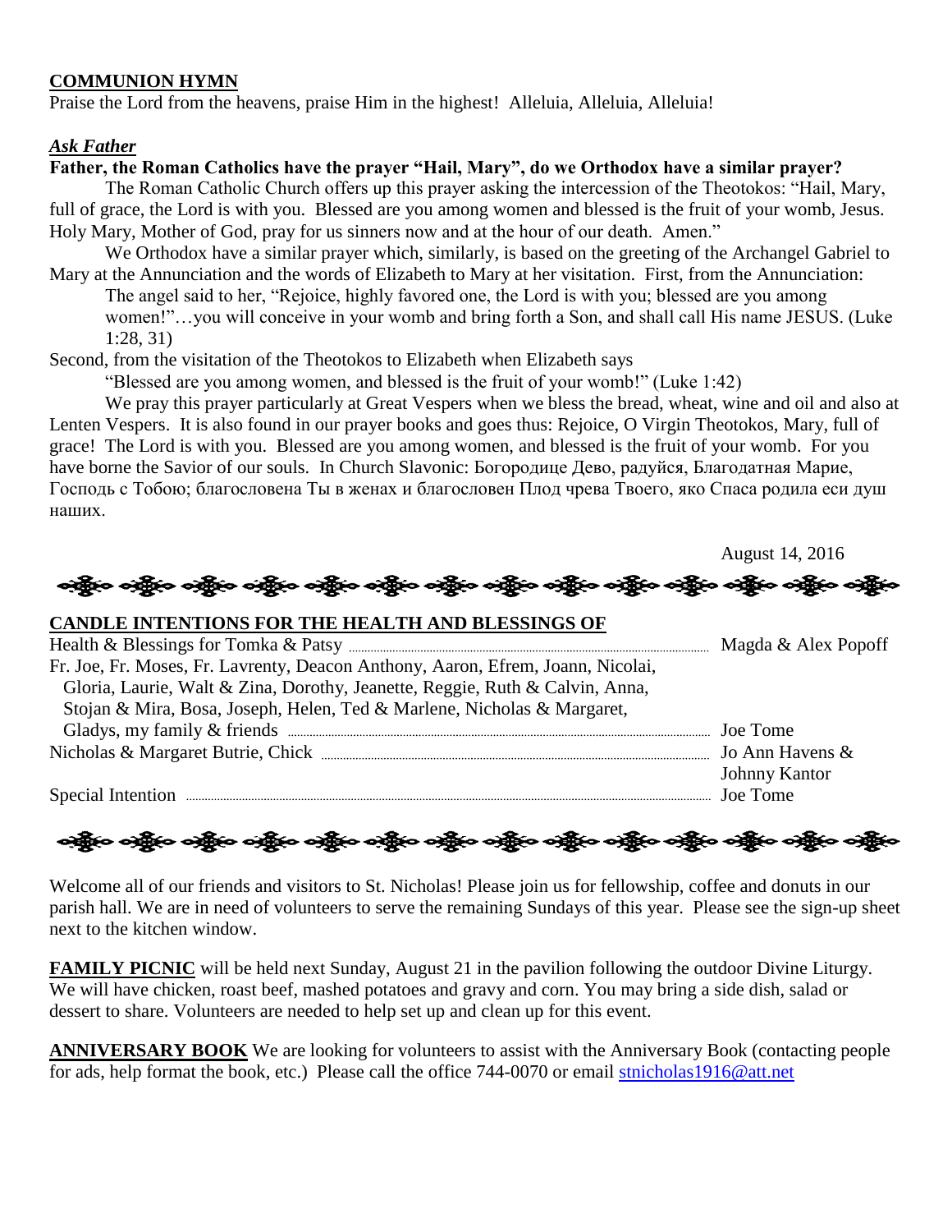**COMMUNION HYMN**

Praise the Lord from the heavens, praise Him in the highest! Alleluia, Alleluia, Alleluia!

***Ask Father***

**Father, the Roman Catholics have the prayer "Hail, Mary", do we Orthodox have a similar prayer?**

The Roman Catholic Church offers up this prayer asking the intercession of the Theotokos: "Hail, Mary, full of grace, the Lord is with you. Blessed are you among women and blessed is the fruit of your womb, Jesus. Holy Mary, Mother of God, pray for us sinners now and at the hour of our death. Amen."

We Orthodox have a similar prayer which, similarly, is based on the greeting of the Archangel Gabriel to Mary at the Annunciation and the words of Elizabeth to Mary at her visitation. First, from the Annunciation:

> The angel said to her, "Rejoice, highly favored one, the Lord is with you; blessed are you among women!"…you will conceive in your womb and bring forth a Son, and shall call His name JESUS. (Luke 1:28, 31)

Second, from the visitation of the Theotokos to Elizabeth when Elizabeth says

> "Blessed are you among women, and blessed is the fruit of your womb!" (Luke 1:42)

We pray this prayer particularly at Great Vespers when we bless the bread, wheat, wine and oil and also at Lenten Vespers. It is also found in our prayer books and goes thus: Rejoice, O Virgin Theotokos, Mary, full of grace! The Lord is with you. Blessed are you among women, and blessed is the fruit of your womb. For you have borne the Savior of our souls. In Church Slavonic: Богородице Дево, радуйся, Благодатная Марие, Господь с Тобою; благословена Ты в женах и благословен Плод чрева Твоего, яко Спаса родила еси душ наших.

August 14, 2016

**CANDLE INTENTIONS FOR THE HEALTH AND BLESSINGS OF**

| Intention | Offered by |
|---|---|
| Health & Blessings for Tomka & Patsy | Magda & Alex Popoff |
| Fr. Joe, Fr. Moses, Fr. Lavrenty, Deacon Anthony, Aaron, Efrem, Joann, Nicolai, Gloria, Laurie, Walt & Zina, Dorothy, Jeanette, Reggie, Ruth & Calvin, Anna, Stojan & Mira, Bosa, Joseph, Helen, Ted & Marlene, Nicholas & Margaret, Gladys, my family & friends | Joe Tome |
| Nicholas & Margaret Butrie, Chick | Jo Ann Havens & Johnny Kantor |
| Special Intention | Joe Tome |

Welcome all of our friends and visitors to St. Nicholas! Please join us for fellowship, coffee and donuts in our parish hall. We are in need of volunteers to serve the remaining Sundays of this year. Please see the sign-up sheet next to the kitchen window.

**FAMILY PICNIC** will be held next Sunday, August 21 in the pavilion following the outdoor Divine Liturgy. We will have chicken, roast beef, mashed potatoes and gravy and corn. You may bring a side dish, salad or dessert to share. Volunteers are needed to help set up and clean up for this event.

**ANNIVERSARY BOOK** We are looking for volunteers to assist with the Anniversary Book (contacting people for ads, help format the book, etc.) Please call the office 744-0070 or email stnicholas1916@att.net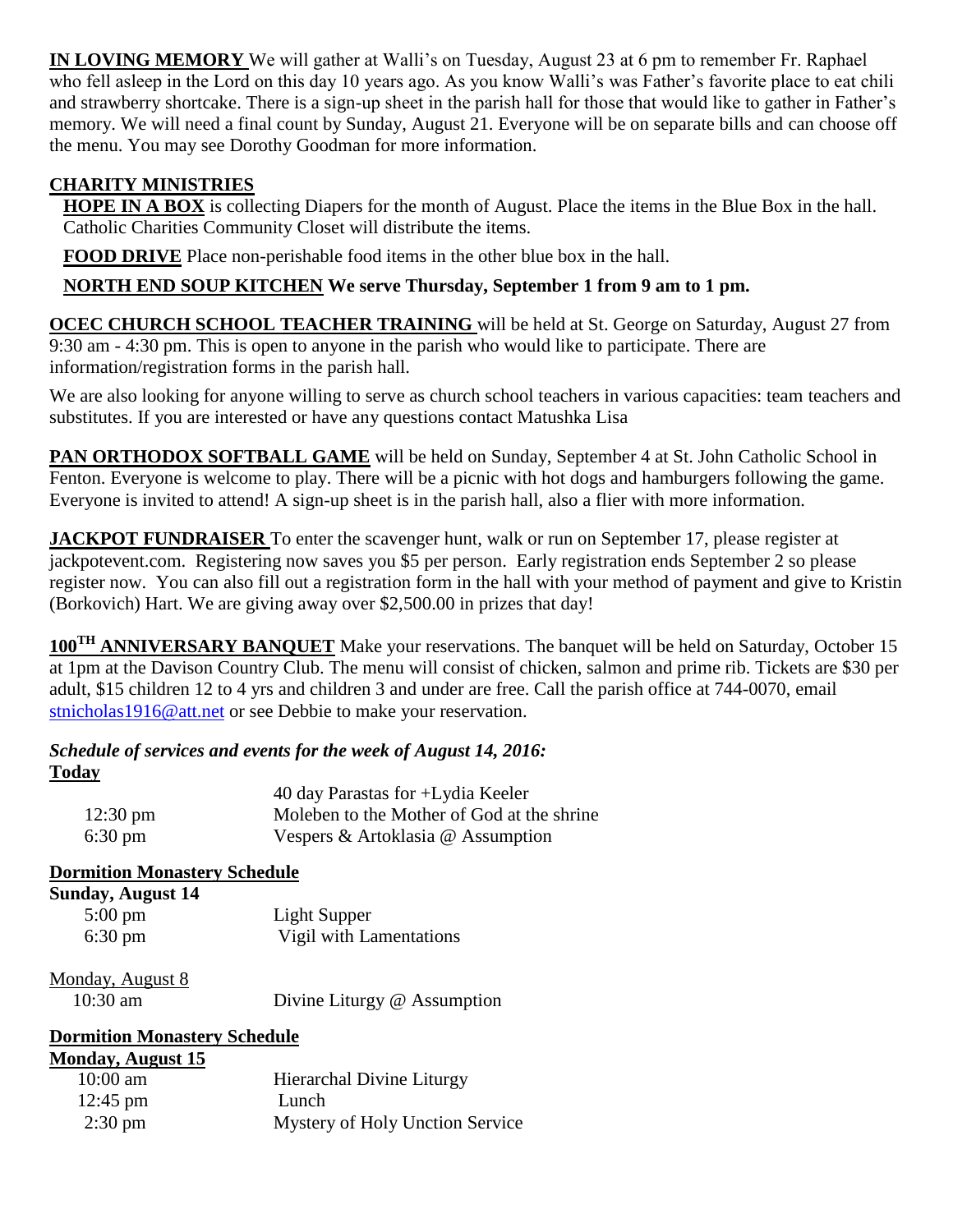**IN LOVING MEMORY** We will gather at Walli's on Tuesday, August 23 at 6 pm to remember Fr. Raphael who fell asleep in the Lord on this day 10 years ago. As you know Walli's was Father's favorite place to eat chili and strawberry shortcake. There is a sign-up sheet in the parish hall for those that would like to gather in Father's memory. We will need a final count by Sunday, August 21. Everyone will be on separate bills and can choose off the menu. You may see Dorothy Goodman for more information.

**CHARITY MINISTRIES**

**HOPE IN A BOX** is collecting Diapers for the month of August. Place the items in the Blue Box in the hall. Catholic Charities Community Closet will distribute the items.

**FOOD DRIVE** Place non-perishable food items in the other blue box in the hall.

**NORTH END SOUP KITCHEN We serve Thursday, September 1 from 9 am to 1 pm.**

**OCEC CHURCH SCHOOL TEACHER TRAINING** will be held at St. George on Saturday, August 27 from 9:30 am - 4:30 pm. This is open to anyone in the parish who would like to participate. There are information/registration forms in the parish hall.

We are also looking for anyone willing to serve as church school teachers in various capacities: team teachers and substitutes. If you are interested or have any questions contact Matushka Lisa

**PAN ORTHODOX SOFTBALL GAME** will be held on Sunday, September 4 at St. John Catholic School in Fenton. Everyone is welcome to play. There will be a picnic with hot dogs and hamburgers following the game. Everyone is invited to attend! A sign-up sheet is in the parish hall, also a flier with more information.

**JACKPOT FUNDRAISER** To enter the scavenger hunt, walk or run on September 17, please register at jackpotevent.com. Registering now saves you $5 per person. Early registration ends September 2 so please register now. You can also fill out a registration form in the hall with your method of payment and give to Kristin (Borkovich) Hart. We are giving away over $2,500.00 in prizes that day!

**100TH ANNIVERSARY BANQUET** Make your reservations. The banquet will be held on Saturday, October 15 at 1pm at the Davison Country Club. The menu will consist of chicken, salmon and prime rib. Tickets are $30 per adult, $15 children 12 to 4 yrs and children 3 and under are free. Call the parish office at 744-0070, email stnicholas1916@att.net or see Debbie to make your reservation.

***Schedule of services and events for the week of August 14, 2016:***

**Today**

| | |
|---|---|
| | 40 day Parastas for +Lydia Keeler |
| 12:30 pm | Moleben to the Mother of God at the shrine |
| 6:30 pm | Vespers & Artoklasia @ Assumption |

**Dormition Monastery Schedule**

**Sunday, August 14**

| | |
|---|---|
| 5:00 pm | Light Supper |
| 6:30 pm | Vigil with Lamentations |

Monday, August 8

| | |
|---|---|
| 10:30 am | Divine Liturgy @ Assumption |

**Dormition Monastery Schedule**

**Monday, August 15**

| | |
|---|---|
| 10:00 am | Hierarchal Divine Liturgy |
| 12:45 pm | Lunch |
| 2:30 pm | Mystery of Holy Unction Service |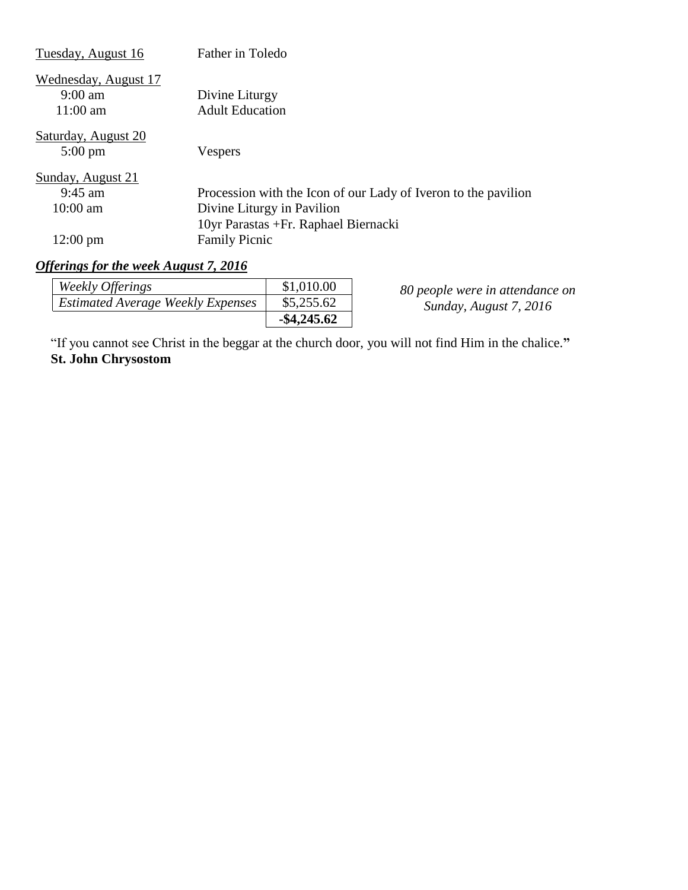Tuesday, August 16 — Father in Toledo

Wednesday, August 17
- 9:00 am — Divine Liturgy
- 11:00 am — Adult Education

Saturday, August 20
- 5:00 pm — Vespers

Sunday, August 21
- 9:45 am — Procession with the Icon of our Lady of Iveron to the pavilion
- 10:00 am — Divine Liturgy in Pavilion
  10yr Parastas +Fr. Raphael Biernacki
- 12:00 pm — Family Picnic

***Offerings for the week August 7, 2016***

| | |
|---|---|
| *Weekly Offerings* | $1,010.00 |
| *Estimated Average Weekly Expenses* | $5,255.62 |
| | **-$4,245.62** |

*80 people were in attendance on Sunday, August 7, 2016*

"If you cannot see Christ in the beggar at the church door, you will not find Him in the chalice."
**St. John Chrysostom**